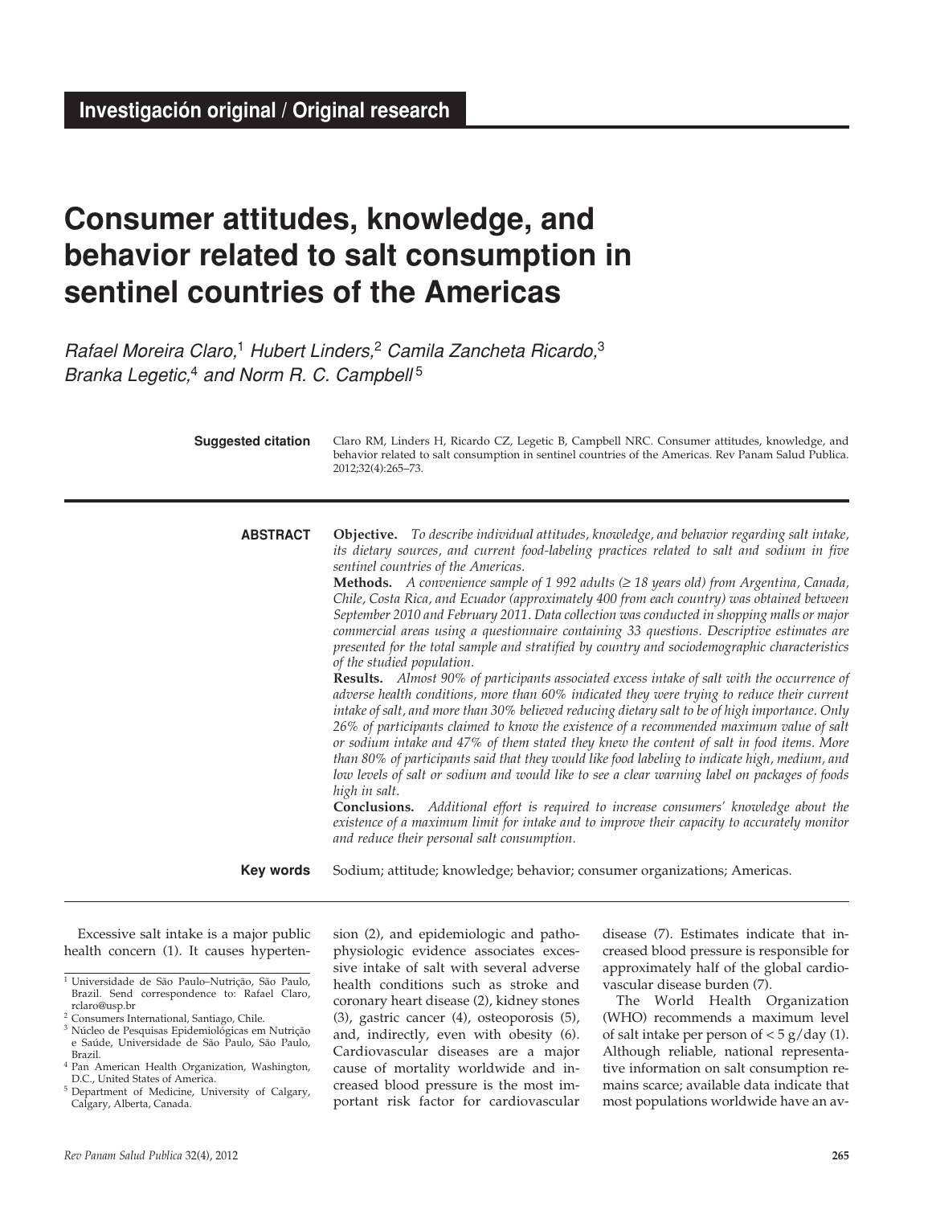**Investigación original / Original research**

# Consumer attitudes, knowledge, and behavior related to salt consumption in sentinel countries of the Americas

*Rafael Moreira Claro,*[1] *Hubert Linders,*[2] *Camila Zancheta Ricardo,*[3] *Branka Legetic,*[4] *and Norm R. C. Campbell*[5]

**Suggested citation** Claro RM, Linders H, Ricardo CZ, Legetic B, Campbell NRC. Consumer attitudes, knowledge, and behavior related to salt consumption in sentinel countries of the Americas. Rev Panam Salud Publica. 2012;32(4):265–73.

**ABSTRACT**

**Objective.** *To describe individual attitudes, knowledge, and behavior regarding salt intake, its dietary sources, and current food-labeling practices related to salt and sodium in five sentinel countries of the Americas.*

**Methods.** *A convenience sample of 1 992 adults (≥ 18 years old) from Argentina, Canada, Chile, Costa Rica, and Ecuador (approximately 400 from each country) was obtained between September 2010 and February 2011. Data collection was conducted in shopping malls or major commercial areas using a questionnaire containing 33 questions. Descriptive estimates are presented for the total sample and stratified by country and sociodemographic characteristics of the studied population.*

**Results.** *Almost 90% of participants associated excess intake of salt with the occurrence of adverse health conditions, more than 60% indicated they were trying to reduce their current intake of salt, and more than 30% believed reducing dietary salt to be of high importance. Only 26% of participants claimed to know the existence of a recommended maximum value of salt or sodium intake and 47% of them stated they knew the content of salt in food items. More than 80% of participants said that they would like food labeling to indicate high, medium, and low levels of salt or sodium and would like to see a clear warning label on packages of foods high in salt.*

**Conclusions.** *Additional effort is required to increase consumers' knowledge about the existence of a maximum limit for intake and to improve their capacity to accurately monitor and reduce their personal salt consumption.*

**Key words** Sodium; attitude; knowledge; behavior; consumer organizations; Americas.

---

Excessive salt intake is a major public health concern (1). It causes hypertension (2), and epidemiologic and pathophysiologic evidence associates excessive intake of salt with several adverse health conditions such as stroke and coronary heart disease (2), kidney stones (3), gastric cancer (4), osteoporosis (5), and, indirectly, even with obesity (6). Cardiovascular diseases are a major cause of mortality worldwide and increased blood pressure is the most important risk factor for cardiovascular disease (7). Estimates indicate that increased blood pressure is responsible for approximately half of the global cardiovascular disease burden (7).

The World Health Organization (WHO) recommends a maximum level of salt intake per person of < 5 g/day (1). Although reliable, national representative information on salt consumption remains scarce; available data indicate that most populations worldwide have an av-

---

[1] Universidade de São Paulo–Nutrição, São Paulo, Brazil. Send correspondence to: Rafael Claro, rclaro@usp.br
[2] Consumers International, Santiago, Chile.
[3] Núcleo de Pesquisas Epidemiológicas em Nutrição e Saúde, Universidade de São Paulo, São Paulo, Brazil.
[4] Pan American Health Organization, Washington, D.C., United States of America.
[5] Department of Medicine, University of Calgary, Calgary, Alberta, Canada.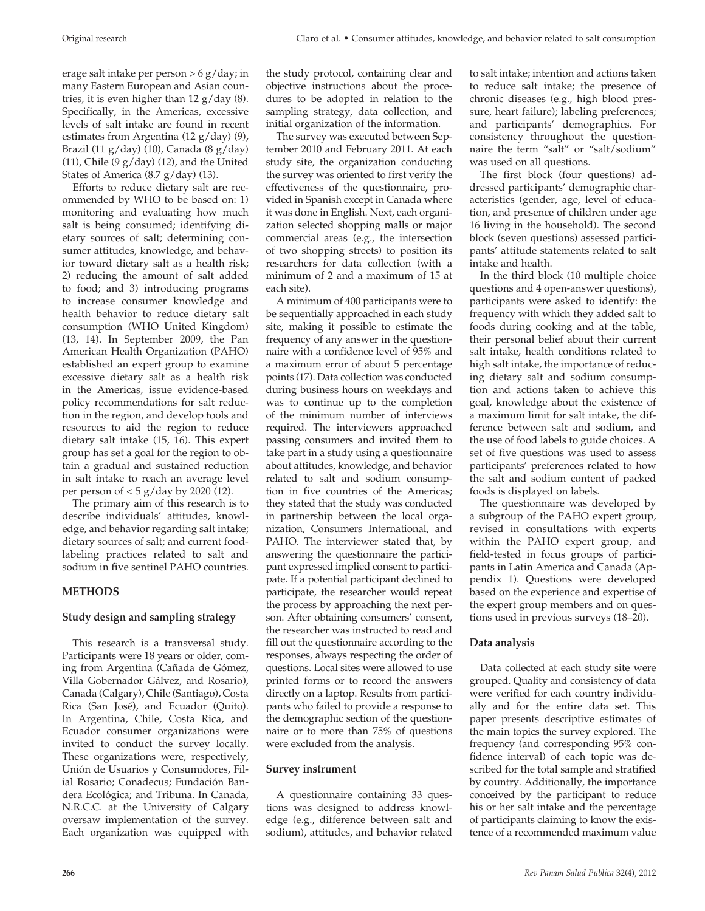erage salt intake per person > 6 g/day; in many Eastern European and Asian countries, it is even higher than 12 g/day (8). Specifically, in the Americas, excessive levels of salt intake are found in recent estimates from Argentina (12 g/day) (9), Brazil (11 g/day) (10), Canada (8 g/day) (11), Chile (9 g/day) (12), and the United States of America (8.7 g/day) (13).

Efforts to reduce dietary salt are recommended by WHO to be based on: 1) monitoring and evaluating how much salt is being consumed; identifying dietary sources of salt; determining consumer attitudes, knowledge, and behavior toward dietary salt as a health risk; 2) reducing the amount of salt added to food; and 3) introducing programs to increase consumer knowledge and health behavior to reduce dietary salt consumption (WHO United Kingdom) (13, 14). In September 2009, the Pan American Health Organization (PAHO) established an expert group to examine excessive dietary salt as a health risk in the Americas, issue evidence-based policy recommendations for salt reduction in the region, and develop tools and resources to aid the region to reduce dietary salt intake (15, 16). This expert group has set a goal for the region to obtain a gradual and sustained reduction in salt intake to reach an average level per person of < 5 g/day by 2020 (12).

The primary aim of this research is to describe individuals' attitudes, knowledge, and behavior regarding salt intake; dietary sources of salt; and current food-labeling practices related to salt and sodium in five sentinel PAHO countries.

## METHODS

### Study design and sampling strategy

This research is a transversal study. Participants were 18 years or older, coming from Argentina (Cañada de Gómez, Villa Gobernador Gálvez, and Rosario), Canada (Calgary), Chile (Santiago), Costa Rica (San José), and Ecuador (Quito). In Argentina, Chile, Costa Rica, and Ecuador consumer organizations were invited to conduct the survey locally. These organizations were, respectively, Unión de Usuarios y Consumidores, Filial Rosario; Conadecus; Fundación Bandera Ecológica; and Tribuna. In Canada, N.R.C.C. at the University of Calgary oversaw implementation of the survey. Each organization was equipped with the study protocol, containing clear and objective instructions about the procedures to be adopted in relation to the sampling strategy, data collection, and initial organization of the information.

The survey was executed between September 2010 and February 2011. At each study site, the organization conducting the survey was oriented to first verify the effectiveness of the questionnaire, provided in Spanish except in Canada where it was done in English. Next, each organization selected shopping malls or major commercial areas (e.g., the intersection of two shopping streets) to position its researchers for data collection (with a minimum of 2 and a maximum of 15 at each site).

A minimum of 400 participants were to be sequentially approached in each study site, making it possible to estimate the frequency of any answer in the questionnaire with a confidence level of 95% and a maximum error of about 5 percentage points (17). Data collection was conducted during business hours on weekdays and was to continue up to the completion of the minimum number of interviews required. The interviewers approached passing consumers and invited them to take part in a study using a questionnaire about attitudes, knowledge, and behavior related to salt and sodium consumption in five countries of the Americas; they stated that the study was conducted in partnership between the local organization, Consumers International, and PAHO. The interviewer stated that, by answering the questionnaire the participant expressed implied consent to participate. If a potential participant declined to participate, the researcher would repeat the process by approaching the next person. After obtaining consumers' consent, the researcher was instructed to read and fill out the questionnaire according to the responses, always respecting the order of questions. Local sites were allowed to use printed forms or to record the answers directly on a laptop. Results from participants who failed to provide a response to the demographic section of the questionnaire or to more than 75% of questions were excluded from the analysis.

### Survey instrument

A questionnaire containing 33 questions was designed to address knowledge (e.g., difference between salt and sodium), attitudes, and behavior related to salt intake; intention and actions taken to reduce salt intake; the presence of chronic diseases (e.g., high blood pressure, heart failure); labeling preferences; and participants' demographics. For consistency throughout the questionnaire the term "salt" or "salt/sodium" was used on all questions.

The first block (four questions) addressed participants' demographic characteristics (gender, age, level of education, and presence of children under age 16 living in the household). The second block (seven questions) assessed participants' attitude statements related to salt intake and health.

In the third block (10 multiple choice questions and 4 open-answer questions), participants were asked to identify: the frequency with which they added salt to foods during cooking and at the table, their personal belief about their current salt intake, health conditions related to high salt intake, the importance of reducing dietary salt and sodium consumption and actions taken to achieve this goal, knowledge about the existence of a maximum limit for salt intake, the difference between salt and sodium, and the use of food labels to guide choices. A set of five questions was used to assess participants' preferences related to how the salt and sodium content of packed foods is displayed on labels.

The questionnaire was developed by a subgroup of the PAHO expert group, revised in consultations with experts within the PAHO expert group, and field-tested in focus groups of participants in Latin America and Canada (Appendix 1). Questions were developed based on the experience and expertise of the expert group members and on questions used in previous surveys (18–20).

### Data analysis

Data collected at each study site were grouped. Quality and consistency of data were verified for each country individually and for the entire data set. This paper presents descriptive estimates of the main topics the survey explored. The frequency (and corresponding 95% confidence interval) of each topic was described for the total sample and stratified by country. Additionally, the importance conceived by the participant to reduce his or her salt intake and the percentage of participants claiming to know the existence of a recommended maximum value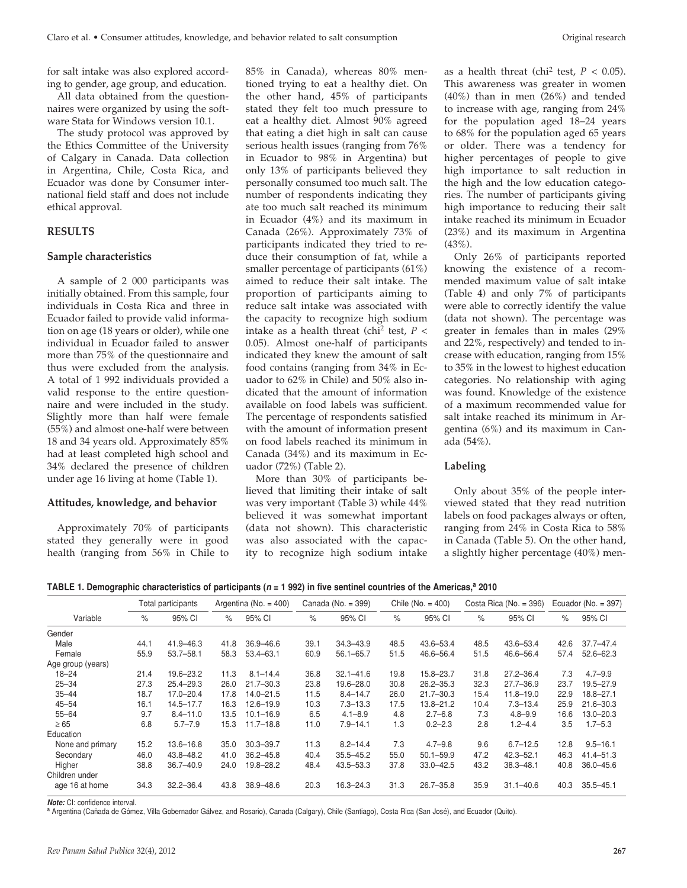for salt intake was also explored according to gender, age group, and education.

All data obtained from the questionnaires were organized by using the software Stata for Windows version 10.1.

The study protocol was approved by the Ethics Committee of the University of Calgary in Canada. Data collection in Argentina, Chile, Costa Rica, and Ecuador was done by Consumer international field staff and does not include ethical approval.

## RESULTS

### Sample characteristics

A sample of 2 000 participants was initially obtained. From this sample, four individuals in Costa Rica and three in Ecuador failed to provide valid information on age (18 years or older), while one individual in Ecuador failed to answer more than 75% of the questionnaire and thus were excluded from the analysis. A total of 1 992 individuals provided a valid response to the entire questionnaire and were included in the study. Slightly more than half were female (55%) and almost one-half were between 18 and 34 years old. Approximately 85% had at least completed high school and 34% declared the presence of children under age 16 living at home (Table 1).

### Attitudes, knowledge, and behavior

Approximately 70% of participants stated they generally were in good health (ranging from 56% in Chile to 85% in Canada), whereas 80% mentioned trying to eat a healthy diet. On the other hand, 45% of participants stated they felt too much pressure to eat a healthy diet. Almost 90% agreed that eating a diet high in salt can cause serious health issues (ranging from 76% in Ecuador to 98% in Argentina) but only 13% of participants believed they personally consumed too much salt. The number of respondents indicating they ate too much salt reached its minimum in Ecuador (4%) and its maximum in Canada (26%). Approximately 73% of participants indicated they tried to reduce their consumption of fat, while a smaller percentage of participants (61%) aimed to reduce their salt intake. The proportion of participants aiming to reduce salt intake was associated with the capacity to recognize high sodium intake as a health threat (chi[2] test, $P < 0.05$). Almost one-half of participants indicated they knew the amount of salt food contains (ranging from 34% in Ecuador to 62% in Chile) and 50% also indicated that the amount of information available on food labels was sufficient. The percentage of respondents satisfied with the amount of information present on food labels reached its minimum in Canada (34%) and its maximum in Ecuador (72%) (Table 2).

More than 30% of participants believed that limiting their intake of salt was very important (Table 3) while 44% believed it was somewhat important (data not shown). This characteristic was also associated with the capacity to recognize high sodium intake as a health threat (chi[2] test, $P < 0.05$). This awareness was greater in women (40%) than in men (26%) and tended to increase with age, ranging from 24% for the population aged 18–24 years to 68% for the population aged 65 years or older. There was a tendency for higher percentages of people to give high importance to salt reduction in the high and the low education categories. The number of participants giving high importance to reducing their salt intake reached its minimum in Ecuador (23%) and its maximum in Argentina (43%).

Only 26% of participants reported knowing the existence of a recommended maximum value of salt intake (Table 4) and only 7% of participants were able to correctly identify the value (data not shown). The percentage was greater in females than in males (29% and 22%, respectively) and tended to increase with education, ranging from 15% to 35% in the lowest to highest education categories. No relationship with aging was found. Knowledge of the existence of a maximum recommended value for salt intake reached its minimum in Argentina (6%) and its maximum in Canada (54%).

### Labeling

Only about 35% of the people interviewed stated that they read nutrition labels on food packages always or often, ranging from 24% in Costa Rica to 58% in Canada (Table 5). On the other hand, a slightly higher percentage (40%) men-

**TABLE 1. Demographic characteristics of participants (*n* = 1 992) in five sentinel countries of the Americas,[a] 2010**

| Variable | Total participants | | Argentina (No. = 400) | | Canada (No. = 399) | | Chile (No. = 400) | | Costa Rica (No. = 396) | | Ecuador (No. = 397) | |
|---|---|---|---|---|---|---|---|---|---|---|---|---|
| | % | 95% CI | % | 95% CI | % | 95% CI | % | 95% CI | % | 95% CI | % | 95% CI |
| Gender | | | | | | | | | | | | |
| Male | 44.1 | 41.9–46.3 | 41.8 | 36.9–46.6 | 39.1 | 34.3–43.9 | 48.5 | 43.6–53.4 | 48.5 | 43.6–53.4 | 42.6 | 37.7–47.4 |
| Female | 55.9 | 53.7–58.1 | 58.3 | 53.4–63.1 | 60.9 | 56.1–65.7 | 51.5 | 46.6–56.4 | 51.5 | 46.6–56.4 | 57.4 | 52.6–62.3 |
| Age group (years) | | | | | | | | | | | | |
| 18–24 | 21.4 | 19.6–23.2 | 11.3 | 8.1–14.4 | 36.8 | 32.1–41.6 | 19.8 | 15.8–23.7 | 31.8 | 27.2–36.4 | 7.3 | 4.7–9.9 |
| 25–34 | 27.3 | 25.4–29.3 | 26.0 | 21.7–30.3 | 23.8 | 19.6–28.0 | 30.8 | 26.2–35.3 | 32.3 | 27.7–36.9 | 23.7 | 19.5–27.9 |
| 35–44 | 18.7 | 17.0–20.4 | 17.8 | 14.0–21.5 | 11.5 | 8.4–14.7 | 26.0 | 21.7–30.3 | 15.4 | 11.8–19.0 | 22.9 | 18.8–27.1 |
| 45–54 | 16.1 | 14.5–17.7 | 16.3 | 12.6–19.9 | 10.3 | 7.3–13.3 | 17.5 | 13.8–21.2 | 10.4 | 7.3–13.4 | 25.9 | 21.6–30.3 |
| 55–64 | 9.7 | 8.4–11.0 | 13.5 | 10.1–16.9 | 6.5 | 4.1–8.9 | 4.8 | 2.7–6.8 | 7.3 | 4.8–9.9 | 16.6 | 13.0–20.3 |
| ≥ 65 | 6.8 | 5.7–7.9 | 15.3 | 11.7–18.8 | 11.0 | 7.9–14.1 | 1.3 | 0.2–2.3 | 2.8 | 1.2–4.4 | 3.5 | 1.7–5.3 |
| Education | | | | | | | | | | | | |
| None and primary | 15.2 | 13.6–16.8 | 35.0 | 30.3–39.7 | 11.3 | 8.2–14.4 | 7.3 | 4.7–9.8 | 9.6 | 6.7–12.5 | 12.8 | 9.5–16.1 |
| Secondary | 46.0 | 43.8–48.2 | 41.0 | 36.2–45.8 | 40.4 | 35.5–45.2 | 55.0 | 50.1–59.9 | 47.2 | 42.3–52.1 | 46.3 | 41.4–51.3 |
| Higher | 38.8 | 36.7–40.9 | 24.0 | 19.8–28.2 | 48.4 | 43.5–53.3 | 37.8 | 33.0–42.5 | 43.2 | 38.3–48.1 | 40.8 | 36.0–45.6 |
| Children under age 16 at home | 34.3 | 32.2–36.4 | 43.8 | 38.9–48.6 | 20.3 | 16.3–24.3 | 31.3 | 26.7–35.8 | 35.9 | 31.1–40.6 | 40.3 | 35.5–45.1 |

***Note:*** CI: confidence interval.

[a] Argentina (Cañada de Gómez, Villa Gobernador Gálvez, and Rosario), Canada (Calgary), Chile (Santiago), Costa Rica (San José), and Ecuador (Quito).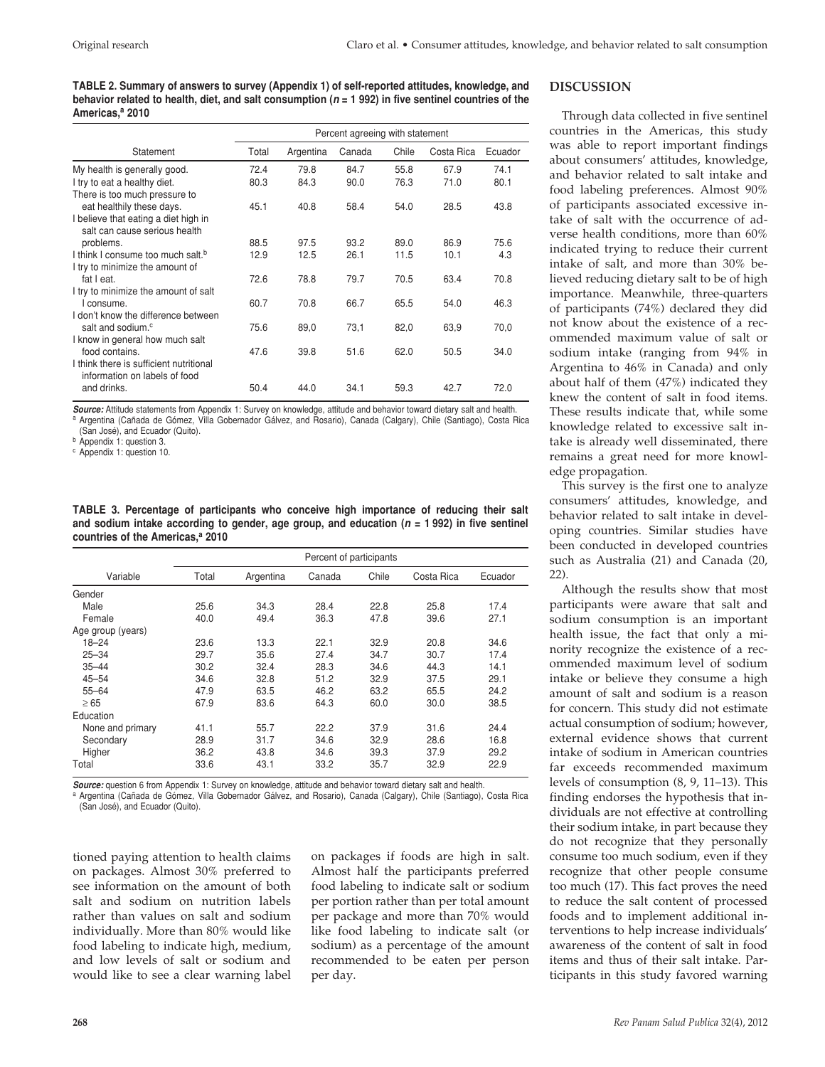**TABLE 2. Summary of answers to survey (Appendix 1) of self-reported attitudes, knowledge, and behavior related to health, diet, and salt consumption (*n* = 1 992) in five sentinel countries of the Americas,[a] 2010**

| Statement | Percent agreeing with statement | | | | | |
|---|---|---|---|---|---|---|
| | Total | Argentina | Canada | Chile | Costa Rica | Ecuador |
| My health is generally good. | 72.4 | 79.8 | 84.7 | 55.8 | 67.9 | 74.1 |
| I try to eat a healthy diet. | 80.3 | 84.3 | 90.0 | 76.3 | 71.0 | 80.1 |
| There is too much pressure to eat healthily these days. | 45.1 | 40.8 | 58.4 | 54.0 | 28.5 | 43.8 |
| I believe that eating a diet high in salt can cause serious health problems. | 88.5 | 97.5 | 93.2 | 89.0 | 86.9 | 75.6 |
| I think I consume too much salt.[b] | 12.9 | 12.5 | 26.1 | 11.5 | 10.1 | 4.3 |
| I try to minimize the amount of fat I eat. | 72.6 | 78.8 | 79.7 | 70.5 | 63.4 | 70.8 |
| I try to minimize the amount of salt I consume. | 60.7 | 70.8 | 66.7 | 65.5 | 54.0 | 46.3 |
| I don't know the difference between salt and sodium.[c] | 75.6 | 89,0 | 73,1 | 82,0 | 63,9 | 70,0 |
| I know in general how much salt food contains. | 47.6 | 39.8 | 51.6 | 62.0 | 50.5 | 34.0 |
| I think there is sufficient nutritional information on labels of food and drinks. | 50.4 | 44.0 | 34.1 | 59.3 | 42.7 | 72.0 |

***Source:*** Attitude statements from Appendix 1: Survey on knowledge, attitude and behavior toward dietary salt and health.
[a] Argentina (Cañada de Gómez, Villa Gobernador Gálvez, and Rosario), Canada (Calgary), Chile (Santiago), Costa Rica (San José), and Ecuador (Quito).
[b] Appendix 1: question 3.
[c] Appendix 1: question 10.

**TABLE 3. Percentage of participants who conceive high importance of reducing their salt and sodium intake according to gender, age group, and education (*n* = 1 992) in five sentinel countries of the Americas,[a] 2010**

| Variable | Percent of participants | | | | | |
|---|---|---|---|---|---|---|
| | Total | Argentina | Canada | Chile | Costa Rica | Ecuador |
| Gender | | | | | | |
| Male | 25.6 | 34.3 | 28.4 | 22.8 | 25.8 | 17.4 |
| Female | 40.0 | 49.4 | 36.3 | 47.8 | 39.6 | 27.1 |
| Age group (years) | | | | | | |
| 18–24 | 23.6 | 13.3 | 22.1 | 32.9 | 20.8 | 34.6 |
| 25–34 | 29.7 | 35.6 | 27.4 | 34.7 | 30.7 | 17.4 |
| 35–44 | 30.2 | 32.4 | 28.3 | 34.6 | 44.3 | 14.1 |
| 45–54 | 34.6 | 32.8 | 51.2 | 32.9 | 37.5 | 29.1 |
| 55–64 | 47.9 | 63.5 | 46.2 | 63.2 | 65.5 | 24.2 |
| ≥ 65 | 67.9 | 83.6 | 64.3 | 60.0 | 30.0 | 38.5 |
| Education | | | | | | |
| None and primary | 41.1 | 55.7 | 22.2 | 37.9 | 31.6 | 24.4 |
| Secondary | 28.9 | 31.7 | 34.6 | 32.9 | 28.6 | 16.8 |
| Higher | 36.2 | 43.8 | 34.6 | 39.3 | 37.9 | 29.2 |
| Total | 33.6 | 43.1 | 33.2 | 35.7 | 32.9 | 22.9 |

***Source:*** question 6 from Appendix 1: Survey on knowledge, attitude and behavior toward dietary salt and health.
[a] Argentina (Cañada de Gómez, Villa Gobernador Gálvez, and Rosario), Canada (Calgary), Chile (Santiago), Costa Rica (San José), and Ecuador (Quito).

tioned paying attention to health claims on packages. Almost 30% preferred to see information on the amount of both salt and sodium on nutrition labels rather than values on salt and sodium individually. More than 80% would like food labeling to indicate high, medium, and low levels of salt or sodium and would like to see a clear warning label on packages if foods are high in salt. Almost half the participants preferred food labeling to indicate salt or sodium per portion rather than per total amount per package and more than 70% would like food labeling to indicate salt (or sodium) as a percentage of the amount recommended to be eaten per person per day.

## DISCUSSION

Through data collected in five sentinel countries in the Americas, this study was able to report important findings about consumers' attitudes, knowledge, and behavior related to salt intake and food labeling preferences. Almost 90% of participants associated excessive intake of salt with the occurrence of adverse health conditions, more than 60% indicated trying to reduce their current intake of salt, and more than 30% believed reducing dietary salt to be of high importance. Meanwhile, three-quarters of participants (74%) declared they did not know about the existence of a recommended maximum value of salt or sodium intake (ranging from 94% in Argentina to 46% in Canada) and only about half of them (47%) indicated they knew the content of salt in food items. These results indicate that, while some knowledge related to excessive salt intake is already well disseminated, there remains a great need for more knowledge propagation.

This survey is the first one to analyze consumers' attitudes, knowledge, and behavior related to salt intake in developing countries. Similar studies have been conducted in developed countries such as Australia (21) and Canada (20, 22).

Although the results show that most participants were aware that salt and sodium consumption is an important health issue, the fact that only a minority recognize the existence of a recommended maximum level of sodium intake or believe they consume a high amount of salt and sodium is a reason for concern. This study did not estimate actual consumption of sodium; however, external evidence shows that current intake of sodium in American countries far exceeds recommended maximum levels of consumption (8, 9, 11–13). This finding endorses the hypothesis that individuals are not effective at controlling their sodium intake, in part because they do not recognize that they personally consume too much sodium, even if they recognize that other people consume too much (17). This fact proves the need to reduce the salt content of processed foods and to implement additional interventions to help increase individuals' awareness of the content of salt in food items and thus of their salt intake. Participants in this study favored warning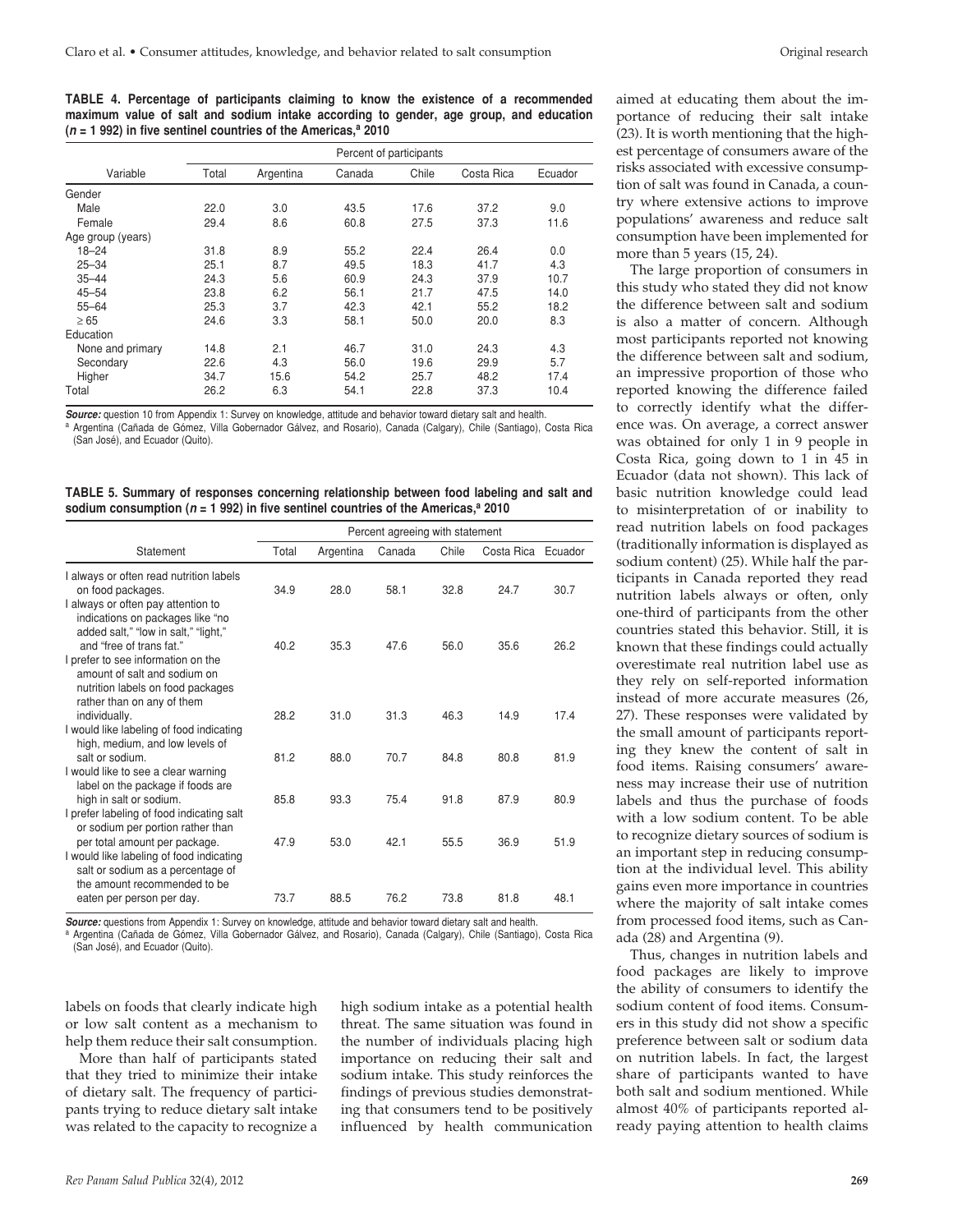**TABLE 4. Percentage of participants claiming to know the existence of a recommended maximum value of salt and sodium intake according to gender, age group, and education (n = 1 992) in five sentinel countries of the Americas,[a] 2010**

| Variable | Percent of participants | | | | | |
|---|---|---|---|---|---|---|
| | Total | Argentina | Canada | Chile | Costa Rica | Ecuador |
| Gender | | | | | | |
| Male | 22.0 | 3.0 | 43.5 | 17.6 | 37.2 | 9.0 |
| Female | 29.4 | 8.6 | 60.8 | 27.5 | 37.3 | 11.6 |
| Age group (years) | | | | | | |
| 18–24 | 31.8 | 8.9 | 55.2 | 22.4 | 26.4 | 0.0 |
| 25–34 | 25.1 | 8.7 | 49.5 | 18.3 | 41.7 | 4.3 |
| 35–44 | 24.3 | 5.6 | 60.9 | 24.3 | 37.9 | 10.7 |
| 45–54 | 23.8 | 6.2 | 56.1 | 21.7 | 47.5 | 14.0 |
| 55–64 | 25.3 | 3.7 | 42.3 | 42.1 | 55.2 | 18.2 |
| ≥ 65 | 24.6 | 3.3 | 58.1 | 50.0 | 20.0 | 8.3 |
| Education | | | | | | |
| None and primary | 14.8 | 2.1 | 46.7 | 31.0 | 24.3 | 4.3 |
| Secondary | 22.6 | 4.3 | 56.0 | 19.6 | 29.9 | 5.7 |
| Higher | 34.7 | 15.6 | 54.2 | 25.7 | 48.2 | 17.4 |
| Total | 26.2 | 6.3 | 54.1 | 22.8 | 37.3 | 10.4 |

***Source:*** question 10 from Appendix 1: Survey on knowledge, attitude and behavior toward dietary salt and health.
[a] Argentina (Cañada de Gómez, Villa Gobernador Gálvez, and Rosario), Canada (Calgary), Chile (Santiago), Costa Rica (San José), and Ecuador (Quito).

**TABLE 5. Summary of responses concerning relationship between food labeling and salt and sodium consumption (n = 1 992) in five sentinel countries of the Americas,[a] 2010**

| Statement | Percent agreeing with statement | | | | | |
|---|---|---|---|---|---|---|
| | Total | Argentina | Canada | Chile | Costa Rica | Ecuador |
| I always or often read nutrition labels on food packages. | 34.9 | 28.0 | 58.1 | 32.8 | 24.7 | 30.7 |
| I always or often pay attention to indications on packages like "no added salt," "low in salt," "light," and "free of trans fat." | 40.2 | 35.3 | 47.6 | 56.0 | 35.6 | 26.2 |
| I prefer to see information on the amount of salt and sodium on nutrition labels on food packages rather than on any of them individually. | 28.2 | 31.0 | 31.3 | 46.3 | 14.9 | 17.4 |
| I would like labeling of food indicating high, medium, and low levels of salt or sodium. | 81.2 | 88.0 | 70.7 | 84.8 | 80.8 | 81.9 |
| I would like to see a clear warning label on the package if foods are high in salt or sodium. | 85.8 | 93.3 | 75.4 | 91.8 | 87.9 | 80.9 |
| I prefer labeling of food indicating salt or sodium per portion rather than per total amount per package. | 47.9 | 53.0 | 42.1 | 55.5 | 36.9 | 51.9 |
| I would like labeling of food indicating salt or sodium as a percentage of the amount recommended to be eaten per person per day. | 73.7 | 88.5 | 76.2 | 73.8 | 81.8 | 48.1 |

***Source:*** questions from Appendix 1: Survey on knowledge, attitude and behavior toward dietary salt and health.
[a] Argentina (Cañada de Gómez, Villa Gobernador Gálvez, and Rosario), Canada (Calgary), Chile (Santiago), Costa Rica (San José), and Ecuador (Quito).

labels on foods that clearly indicate high or low salt content as a mechanism to help them reduce their salt consumption.

More than half of participants stated that they tried to minimize their intake of dietary salt. The frequency of participants trying to reduce dietary salt intake was related to the capacity to recognize a high sodium intake as a potential health threat. The same situation was found in the number of individuals placing high importance on reducing their salt and sodium intake. This study reinforces the findings of previous studies demonstrating that consumers tend to be positively influenced by health communication aimed at educating them about the importance of reducing their salt intake (23). It is worth mentioning that the highest percentage of consumers aware of the risks associated with excessive consumption of salt was found in Canada, a country where extensive actions to improve populations' awareness and reduce salt consumption have been implemented for more than 5 years (15, 24).

The large proportion of consumers in this study who stated they did not know the difference between salt and sodium is also a matter of concern. Although most participants reported not knowing the difference between salt and sodium, an impressive proportion of those who reported knowing the difference failed to correctly identify what the difference was. On average, a correct answer was obtained for only 1 in 9 people in Costa Rica, going down to 1 in 45 in Ecuador (data not shown). This lack of basic nutrition knowledge could lead to misinterpretation of or inability to read nutrition labels on food packages (traditionally information is displayed as sodium content) (25). While half the participants in Canada reported they read nutrition labels always or often, only one-third of participants from the other countries stated this behavior. Still, it is known that these findings could actually overestimate real nutrition label use as they rely on self-reported information instead of more accurate measures (26, 27). These responses were validated by the small amount of participants reporting they knew the content of salt in food items. Raising consumers' awareness may increase their use of nutrition labels and thus the purchase of foods with a low sodium content. To be able to recognize dietary sources of sodium is an important step in reducing consumption at the individual level. This ability gains even more importance in countries where the majority of salt intake comes from processed food items, such as Canada (28) and Argentina (9).

Thus, changes in nutrition labels and food packages are likely to improve the ability of consumers to identify the sodium content of food items. Consumers in this study did not show a specific preference between salt or sodium data on nutrition labels. In fact, the largest share of participants wanted to have both salt and sodium mentioned. While almost 40% of participants reported already paying attention to health claims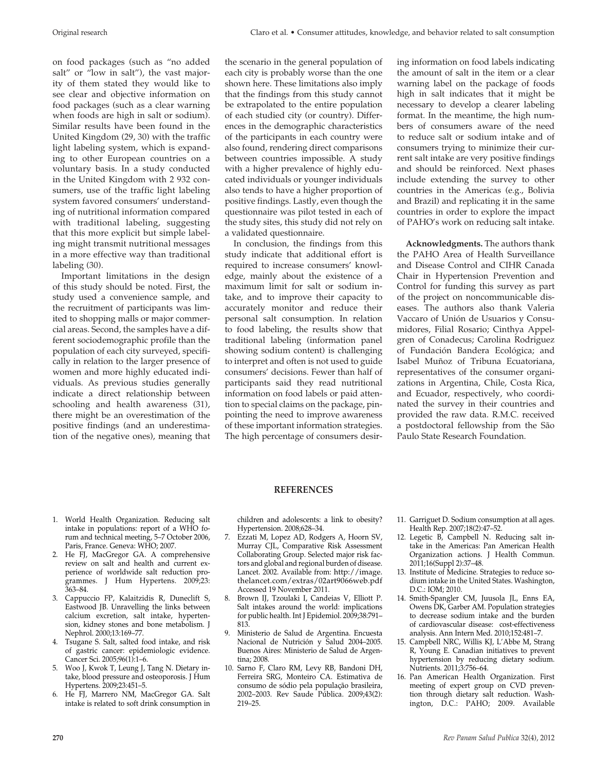on food packages (such as "no added salt" or "low in salt"), the vast majority of them stated they would like to see clear and objective information on food packages (such as a clear warning when foods are high in salt or sodium). Similar results have been found in the United Kingdom (29, 30) with the traffic light labeling system, which is expanding to other European countries on a voluntary basis. In a study conducted in the United Kingdom with 2 932 consumers, use of the traffic light labeling system favored consumers' understanding of nutritional information compared with traditional labeling, suggesting that this more explicit but simple labeling might transmit nutritional messages in a more effective way than traditional labeling (30).

Important limitations in the design of this study should be noted. First, the study used a convenience sample, and the recruitment of participants was limited to shopping malls or major commercial areas. Second, the samples have a different sociodemographic profile than the population of each city surveyed, specifically in relation to the larger presence of women and more highly educated individuals. As previous studies generally indicate a direct relationship between schooling and health awareness (31), there might be an overestimation of the positive findings (and an underestimation of the negative ones), meaning that the scenario in the general population of each city is probably worse than the one shown here. These limitations also imply that the findings from this study cannot be extrapolated to the entire population of each studied city (or country). Differences in the demographic characteristics of the participants in each country were also found, rendering direct comparisons between countries impossible. A study with a higher prevalence of highly educated individuals or younger individuals also tends to have a higher proportion of positive findings. Lastly, even though the questionnaire was pilot tested in each of the study sites, this study did not rely on a validated questionnaire.

In conclusion, the findings from this study indicate that additional effort is required to increase consumers' knowledge, mainly about the existence of a maximum limit for salt or sodium intake, and to improve their capacity to accurately monitor and reduce their personal salt consumption. In relation to food labeling, the results show that traditional labeling (information panel showing sodium content) is challenging to interpret and often is not used to guide consumers' decisions. Fewer than half of participants said they read nutritional information on food labels or paid attention to special claims on the package, pinpointing the need to improve awareness of these important information strategies. The high percentage of consumers desiring information on food labels indicating the amount of salt in the item or a clear warning label on the package of foods high in salt indicates that it might be necessary to develop a clearer labeling format. In the meantime, the high numbers of consumers aware of the need to reduce salt or sodium intake and of consumers trying to minimize their current salt intake are very positive findings and should be reinforced. Next phases include extending the survey to other countries in the Americas (e.g., Bolivia and Brazil) and replicating it in the same countries in order to explore the impact of PAHO's work on reducing salt intake.

**Acknowledgments.** The authors thank the PAHO Area of Health Surveillance and Disease Control and CIHR Canada Chair in Hypertension Prevention and Control for funding this survey as part of the project on noncommunicable diseases. The authors also thank Valeria Vaccaro of Unión de Usuarios y Consumidores, Filial Rosario; Cinthya Appelgren of Conadecus; Carolina Rodriguez of Fundación Bandera Ecológica; and Isabel Muñoz of Tribuna Ecuatoriana, representatives of the consumer organizations in Argentina, Chile, Costa Rica, and Ecuador, respectively, who coordinated the survey in their countries and provided the raw data. R.M.C. received a postdoctoral fellowship from the São Paulo State Research Foundation.

## REFERENCES

1. World Health Organization. Reducing salt intake in populations: report of a WHO forum and technical meeting, 5–7 October 2006, Paris, France. Geneva: WHO; 2007.
2. He FJ, MacGregor GA. A comprehensive review on salt and health and current experience of worldwide salt reduction programmes. J Hum Hypertens. 2009;23: 363–84.
3. Cappuccio FP, Kalaitzidis R, Duneclift S, Eastwood JB. Unravelling the links between calcium excretion, salt intake, hypertension, kidney stones and bone metabolism. J Nephrol. 2000;13:169–77.
4. Tsugane S. Salt, salted food intake, and risk of gastric cancer: epidemiologic evidence. Cancer Sci. 2005;96(1):1–6.
5. Woo J, Kwok T, Leung J, Tang N. Dietary intake, blood pressure and osteoporosis. J Hum Hypertens. 2009;23:451–5.
6. He FJ, Marrero NM, MacGregor GA. Salt intake is related to soft drink consumption in children and adolescents: a link to obesity? Hypertension. 2008;628–34.
7. Ezzati M, Lopez AD, Rodgers A, Hoorn SV, Murray CJL, Comparative Risk Assessment Collaborating Group. Selected major risk factors and global and regional burden of disease. Lancet. 2002. Available from: http://image.thelancet.com/extras/02art9066web.pdf Accessed 19 November 2011.
8. Brown IJ, Tzoulaki I, Candeias V, Elliott P. Salt intakes around the world: implications for public health. Int J Epidemiol. 2009;38:791–813.
9. Ministerio de Salud de Argentina. Encuesta Nacional de Nutrición y Salud 2004–2005. Buenos Aires: Ministerio de Salud de Argentina; 2008.
10. Sarno F, Claro RM, Levy RB, Bandoni DH, Ferreira SRG, Monteiro CA. Estimativa de consumo de sódio pela população brasileira, 2002–2003. Rev Saude Pública. 2009;43(2): 219–25.
11. Garriguet D. Sodium consumption at all ages. Health Rep. 2007;18(2):47–52.
12. Legetic B, Campbell N. Reducing salt intake in the Americas: Pan American Health Organization actions. J Health Commun. 2011;16(Suppl 2):37–48.
13. Institute of Medicine. Strategies to reduce sodium intake in the United States. Washington, D.C.: IOM; 2010.
14. Smith-Spangler CM, Juusola JL, Enns EA, Owens DK, Garber AM. Population strategies to decrease sodium intake and the burden of cardiovascular disease: cost-effectiveness analysis. Ann Intern Med. 2010;152:481–7.
15. Campbell NRC, Willis KJ, L'Abbe M, Strang R, Young E. Canadian initiatives to prevent hypertension by reducing dietary sodium. Nutrients. 2011;3:756–64.
16. Pan American Health Organization. First meeting of expert group on CVD prevention through dietary salt reduction. Washington, D.C.: PAHO; 2009. Available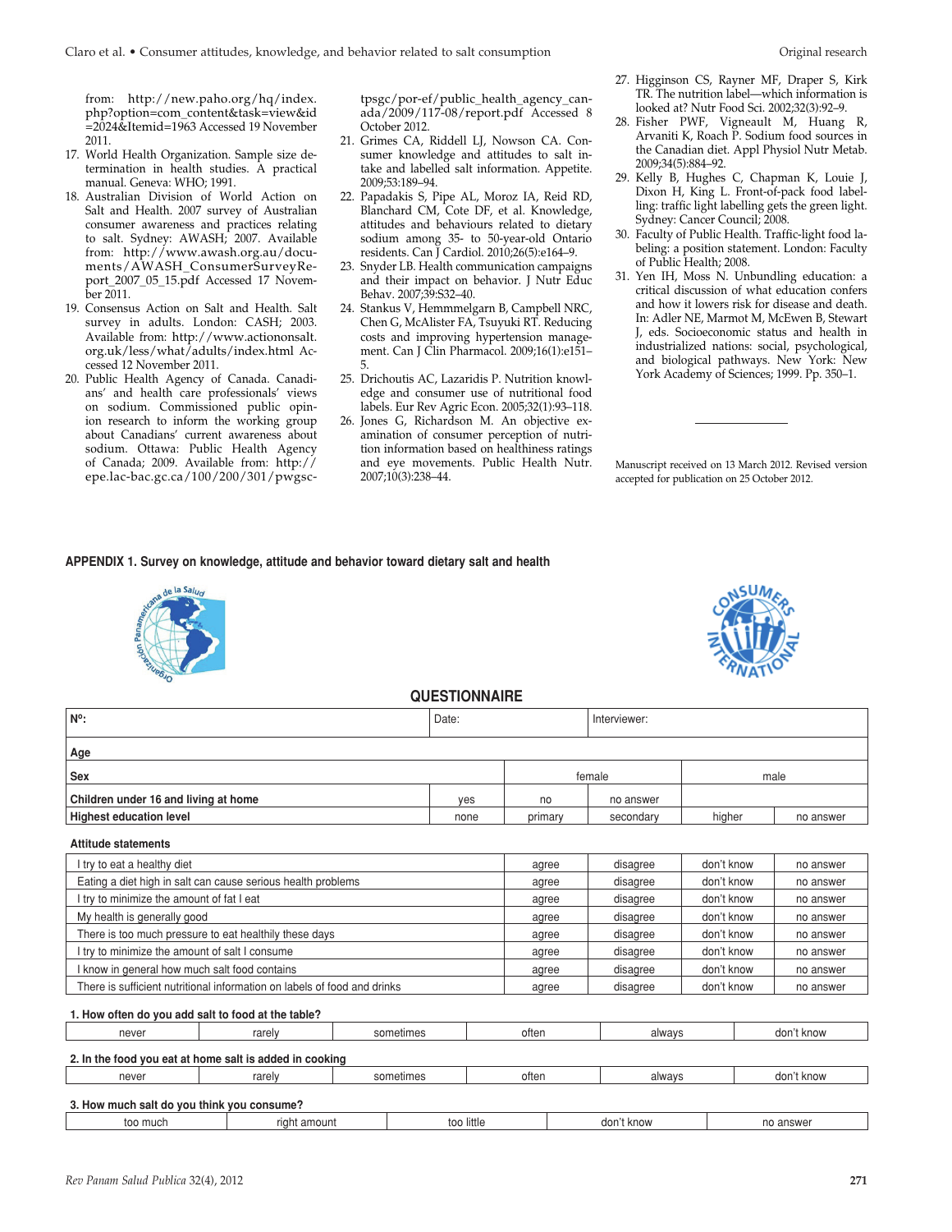from: http://new.paho.org/hq/index.php?option=com_content&task=view&id=2024&Itemid=1963 Accessed 19 November 2011.

17. World Health Organization. Sample size determination in health studies. A practical manual. Geneva: WHO; 1991.
18. Australian Division of World Action on Salt and Health. 2007 survey of Australian consumer awareness and practices relating to salt. Sydney: AWASH; 2007. Available from: http://www.awash.org.au/documents/AWASH_ConsumerSurveyReport_2007_05_15.pdf Accessed 17 November 2011.
19. Consensus Action on Salt and Health. Salt survey in adults. London: CASH; 2003. Available from: http://www.actiononsalt.org.uk/less/what/adults/index.html Accessed 12 November 2011.
20. Public Health Agency of Canada. Canadians' and health care professionals' views on sodium. Commissioned public opinion research to inform the working group about Canadians' current awareness about sodium. Ottawa: Public Health Agency of Canada; 2009. Available from: http://epe.lac-bac.gc.ca/100/200/301/pwgsc-tpsgc/por-ef/public_health_agency_canada/2009/117-08/report.pdf Accessed 8 October 2012.
21. Grimes CA, Riddell LJ, Nowson CA. Consumer knowledge and attitudes to salt intake and labelled salt information. Appetite. 2009;53:189–94.
22. Papadakis S, Pipe AL, Moroz IA, Reid RD, Blanchard CM, Cote DF, et al. Knowledge, attitudes and behaviours related to dietary sodium among 35- to 50-year-old Ontario residents. Can J Cardiol. 2010;26(5):e164–9.
23. Snyder LB. Health communication campaigns and their impact on behavior. J Nutr Educ Behav. 2007;39:S32–40.
24. Stankus V, Hemmmelgarn B, Campbell NRC, Chen G, McAlister FA, Tsuyuki RT. Reducing costs and improving hypertension management. Can J Clin Pharmacol. 2009;16(1):e151–5.
25. Drichoutis AC, Lazaridis P. Nutrition knowledge and consumer use of nutritional food labels. Eur Rev Agric Econ. 2005;32(1):93–118.
26. Jones G, Richardson M. An objective examination of consumer perception of nutrition information based on healthiness ratings and eye movements. Public Health Nutr. 2007;10(3):238–44.
27. Higginson CS, Rayner MF, Draper S, Kirk TR. The nutrition label—which information is looked at? Nutr Food Sci. 2002;32(3):92–9.
28. Fisher PWF, Vigneault M, Huang R, Arvaniti K, Roach P. Sodium food sources in the Canadian diet. Appl Physiol Nutr Metab. 2009;34(5):884–92.
29. Kelly B, Hughes C, Chapman K, Louie J, Dixon H, King L. Front-of-pack food labelling: traffic light labelling gets the green light. Sydney: Cancer Council; 2008.
30. Faculty of Public Health. Traffic-light food labeling: a position statement. London: Faculty of Public Health; 2008.
31. Yen IH, Moss N. Unbundling education: a critical discussion of what education confers and how it lowers risk for disease and death. In: Adler NE, Marmot M, McEwen B, Stewart J, eds. Socioeconomic status and health in industrialized nations: social, psychological, and biological pathways. New York: New York Academy of Sciences; 1999. Pp. 350–1.

Manuscript received on 13 March 2012. Revised version accepted for publication on 25 October 2012.

## APPENDIX 1. Survey on knowledge, attitude and behavior toward dietary salt and health

### QUESTIONNAIRE

| Nº: | | Date: | | Interviewer: | |
|---|---|---|---|---|---|
| **Age** | | | | | |
| **Sex** | | | female | | male |
| **Children under 16 and living at home** | yes | no | no answer | | |
| **Highest education level** | none | primary | secondary | higher | no answer |

**Attitude statements**

| | | | | |
|---|---|---|---|---|
| I try to eat a healthy diet | agree | disagree | don't know | no answer |
| Eating a diet high in salt can cause serious health problems | agree | disagree | don't know | no answer |
| I try to minimize the amount of fat I eat | agree | disagree | don't know | no answer |
| My health is generally good | agree | disagree | don't know | no answer |
| There is too much pressure to eat healthily these days | agree | disagree | don't know | no answer |
| I try to minimize the amount of salt I consume | agree | disagree | don't know | no answer |
| I know in general how much salt food contains | agree | disagree | don't know | no answer |
| There is sufficient nutritional information on labels of food and drinks | agree | disagree | don't know | no answer |

**1. How often do you add salt to food at the table?**

| never | rarely | sometimes | often | always | don't know |
|---|---|---|---|---|---|

**2. In the food you eat at home salt is added in cooking**

| never | rarely | sometimes | often | always | don't know |
|---|---|---|---|---|---|

**3. How much salt do you think you consume?**

| too much | right amount | too little | don't know | no answer |
|---|---|---|---|---|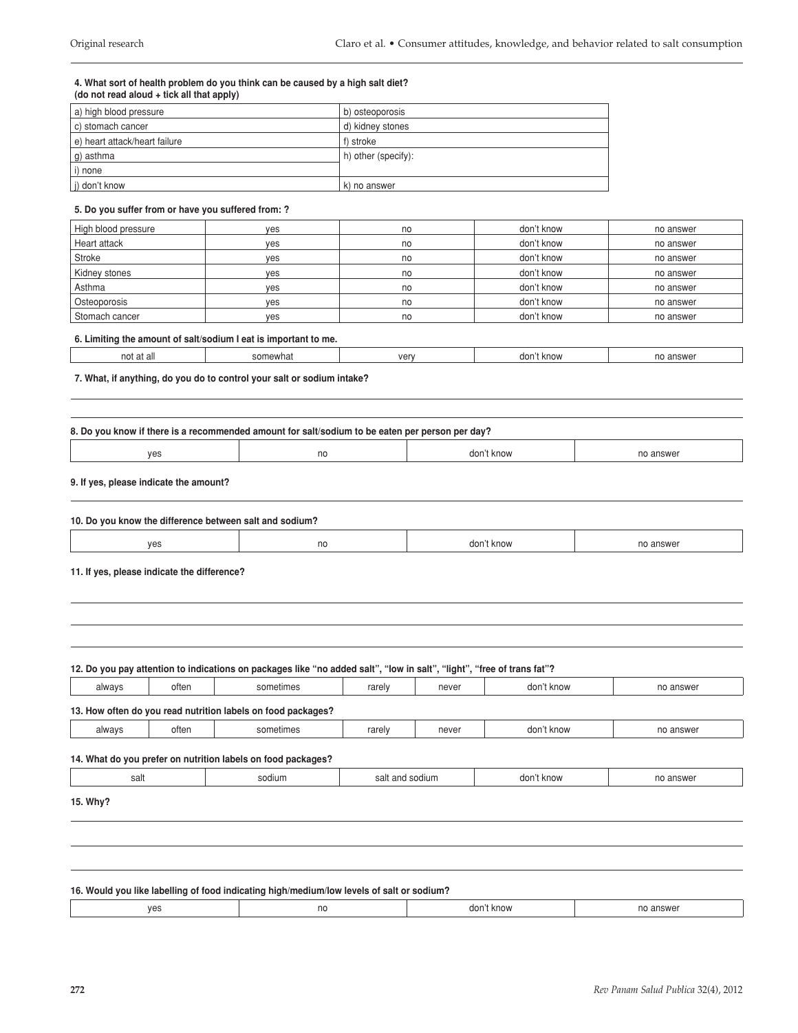**4. What sort of health problem do you think can be caused by a high salt diet?**
**(do not read aloud + tick all that apply)**

| a) high blood pressure | b) osteoporosis |
|---|---|
| c) stomach cancer | d) kidney stones |
| e) heart attack/heart failure | f) stroke |
| g) asthma | h) other (specify): |
| i) none | |
| j) don't know | k) no answer |

**5. Do you suffer from or have you suffered from: ?**

| High blood pressure | yes | no | don't know | no answer |
|---|---|---|---|---|
| Heart attack | yes | no | don't know | no answer |
| Stroke | yes | no | don't know | no answer |
| Kidney stones | yes | no | don't know | no answer |
| Asthma | yes | no | don't know | no answer |
| Osteoporosis | yes | no | don't know | no answer |
| Stomach cancer | yes | no | don't know | no answer |

**6. Limiting the amount of salt/sodium I eat is important to me.**

| not at all | somewhat | very | don't know | no answer |
|---|---|---|---|---|

**7. What, if anything, do you do to control your salt or sodium intake?**

**8. Do you know if there is a recommended amount for salt/sodium to be eaten per person per day?**

| yes | no | don't know | no answer |
|---|---|---|---|

**9. If yes, please indicate the amount?**

**10. Do you know the difference between salt and sodium?**

| yes | no | don't know | no answer |
|---|---|---|---|

**11. If yes, please indicate the difference?**

**12. Do you pay attention to indications on packages like "no added salt", "low in salt", "light", "free of trans fat"?**

| always | often | sometimes | rarely | never | don't know | no answer |
|---|---|---|---|---|---|---|

**13. How often do you read nutrition labels on food packages?**

| always | often | sometimes | rarely | never | don't know | no answer |
|---|---|---|---|---|---|---|

**14. What do you prefer on nutrition labels on food packages?**

| salt | sodium | salt and sodium | don't know | no answer |
|---|---|---|---|---|

**15. Why?**

**16. Would you like labelling of food indicating high/medium/low levels of salt or sodium?**

| yes | no | don't know | no answer |
|---|---|---|---|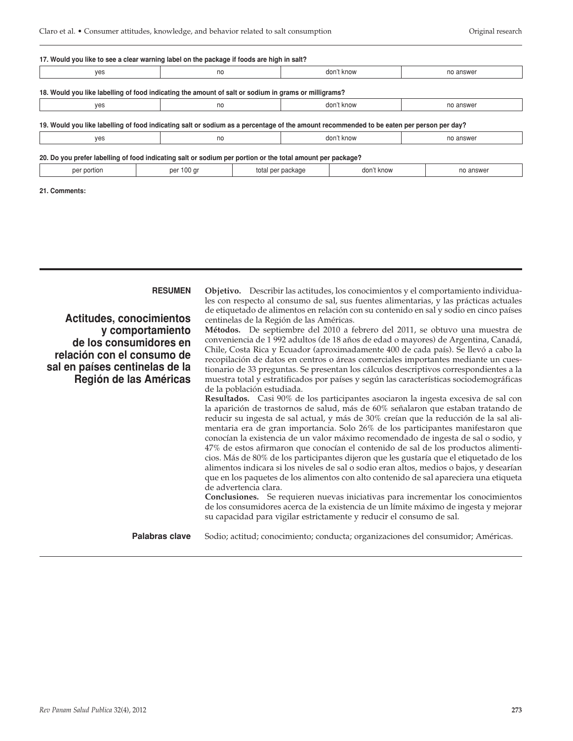**17. Would you like to see a clear warning label on the package if foods are high in salt?**

| | | | |
|---|---|---|---|
| yes | no | don't know | no answer |

**18. Would you like labelling of food indicating the amount of salt or sodium in grams or milligrams?**

| | | | |
|---|---|---|---|
| yes | no | don't know | no answer |

**19. Would you like labelling of food indicating salt or sodium as a percentage of the amount recommended to be eaten per person per day?**

| | | | |
|---|---|---|---|
| yes | no | don't know | no answer |

**20. Do you prefer labelling of food indicating salt or sodium per portion or the total amount per package?**

| | | | | |
|---|---|---|---|---|
| per portion | per 100 gr | total per package | don't know | no answer |

**21. Comments:**

---

**RESUMEN**

## Actitudes, conocimientos y comportamiento de los consumidores en relación con el consumo de sal en países centinelas de la Región de las Américas

**Objetivo.** Describir las actitudes, los conocimientos y el comportamiento individuales con respecto al consumo de sal, sus fuentes alimentarias, y las prácticas actuales de etiquetado de alimentos en relación con su contenido en sal y sodio en cinco países centinelas de la Región de las Américas.

**Métodos.** De septiembre del 2010 a febrero del 2011, se obtuvo una muestra de conveniencia de 1 992 adultos (de 18 años de edad o mayores) de Argentina, Canadá, Chile, Costa Rica y Ecuador (aproximadamente 400 de cada país). Se llevó a cabo la recopilación de datos en centros o áreas comerciales importantes mediante un cuestionario de 33 preguntas. Se presentan los cálculos descriptivos correspondientes a la muestra total y estratificados por países y según las características sociodemográficas de la población estudiada.

**Resultados.** Casi 90% de los participantes asociaron la ingesta excesiva de sal con la aparición de trastornos de salud, más de 60% señalaron que estaban tratando de reducir su ingesta de sal actual, y más de 30% creían que la reducción de la sal alimentaria era de gran importancia. Solo 26% de los participantes manifestaron que conocían la existencia de un valor máximo recomendado de ingesta de sal o sodio, y 47% de estos afirmaron que conocían el contenido de sal de los productos alimenticios. Más de 80% de los participantes dijeron que les gustaría que el etiquetado de los alimentos indicara si los niveles de sal o sodio eran altos, medios o bajos, y desearían que en los paquetes de los alimentos con alto contenido de sal apareciera una etiqueta de advertencia clara.

**Conclusiones.** Se requieren nuevas iniciativas para incrementar los conocimientos de los consumidores acerca de la existencia de un límite máximo de ingesta y mejorar su capacidad para vigilar estrictamente y reducir el consumo de sal.

**Palabras clave** Sodio; actitud; conocimiento; conducta; organizaciones del consumidor; Américas.